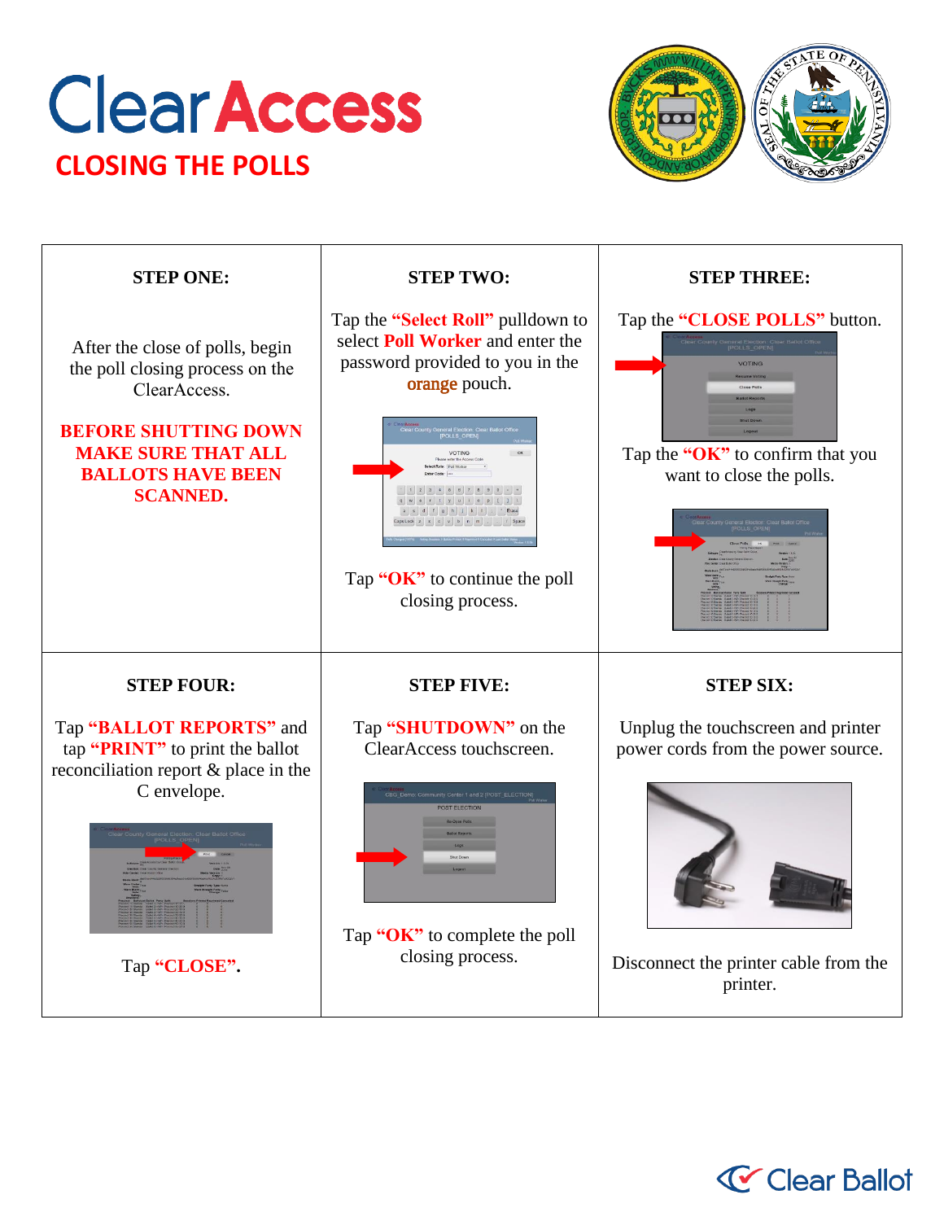# ClearAccess

## CLOSING THE POLLS

| STEP ONE: | STEP TWO: | STEP THREE: |
|---|---|---|
| After the close of polls, begin the poll closing process on the ClearAccess. **BEFORE SHUTTING DOWN MAKE SURE THAT ALL BALLOTS HAVE BEEN SCANNED.** | Tap the **“Select Roll”** pulldown to select **Poll Worker** and enter the password provided to you in the **orange** pouch. Tap **“OK”** to continue the poll closing process. | Tap the **“CLOSE POLLS”** button. Tap the **“OK”** to confirm that you want to close the polls. |
| **STEP FOUR:** | **STEP FIVE:** | **STEP SIX:** |
| Tap **“BALLOT REPORTS”** and tap **“PRINT”** to print the ballot reconciliation report & place in the C envelope. Tap **“CLOSE”.** | Tap **“SHUTDOWN”** on the ClearAccess touchscreen. Tap **“OK”** to complete the poll closing process. | Unplug the touchscreen and printer power cords from the power source. Disconnect the printer cable from the printer. |

Clear Ballot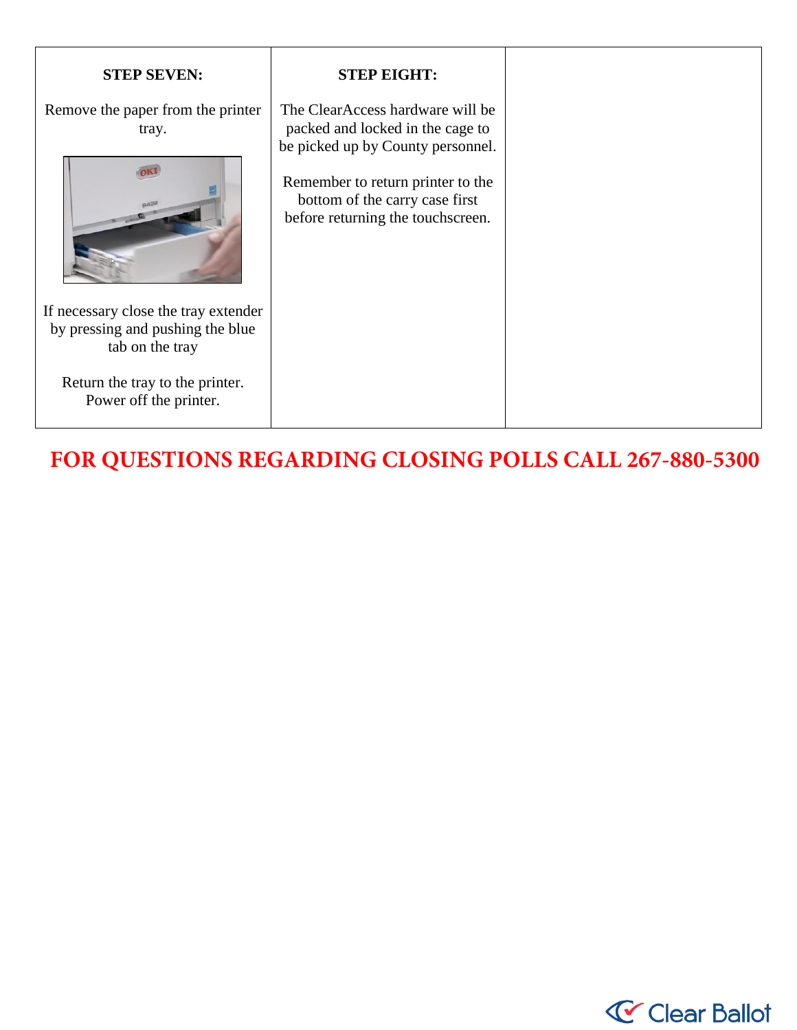| STEP SEVEN: | STEP EIGHT: | |
|---|---|---|
| Remove the paper from the printer tray.<br><br>If necessary close the tray extender by pressing and pushing the blue tab on the tray<br><br>Return the tray to the printer. Power off the printer. | The ClearAccess hardware will be packed and locked in the cage to be picked up by County personnel.<br><br>Remember to return printer to the bottom of the carry case first before returning the touchscreen. | |

**FOR QUESTIONS REGARDING CLOSING POLLS CALL 267-880-5300**

Clear Ballot